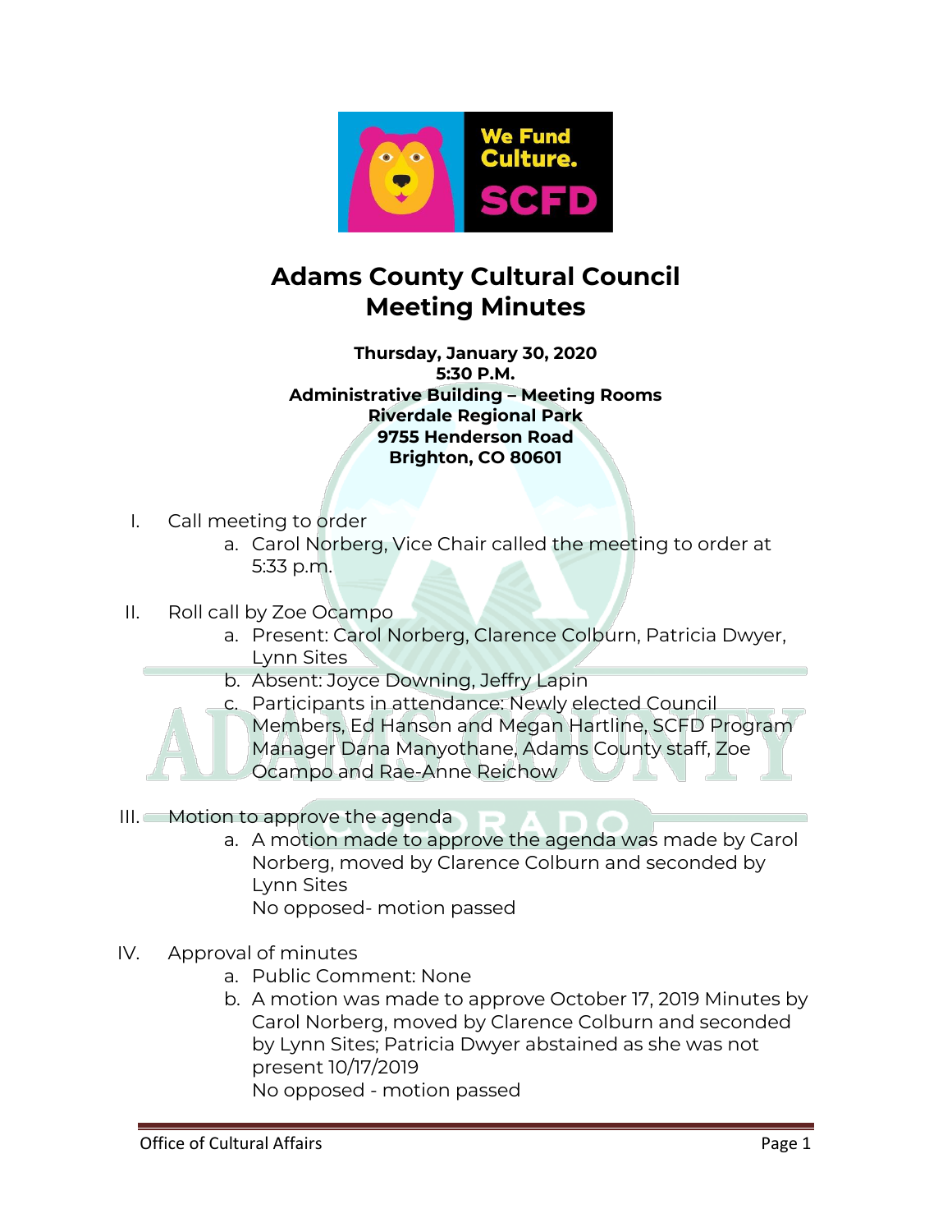# Adams County Cultural Council Meeting Minutes

**Thursday, January 30, 2020**
**5:30 P.M.**
**Administrative Building – Meeting Rooms**
**Riverdale Regional Park**
**9755 Henderson Road**
**Brighton, CO 80601**

I. Call meeting to order
   a. Carol Norberg, Vice Chair called the meeting to order at 5:33 p.m.

II. Roll call by Zoe Ocampo
   a. Present: Carol Norberg, Clarence Colburn, Patricia Dwyer, Lynn Sites
   b. Absent: Joyce Downing, Jeffry Lapin
   c. Participants in attendance: Newly elected Council Members, Ed Hanson and Megan Hartline, SCFD Program Manager Dana Manyothane, Adams County staff, Zoe Ocampo and Rae-Anne Reichow

III. Motion to approve the agenda
   a. A motion made to approve the agenda was made by Carol Norberg, moved by Clarence Colburn and seconded by Lynn Sites
      No opposed- motion passed

IV. Approval of minutes
   a. Public Comment: None
   b. A motion was made to approve October 17, 2019 Minutes by Carol Norberg, moved by Clarence Colburn and seconded by Lynn Sites; Patricia Dwyer abstained as she was not present 10/17/2019
      No opposed - motion passed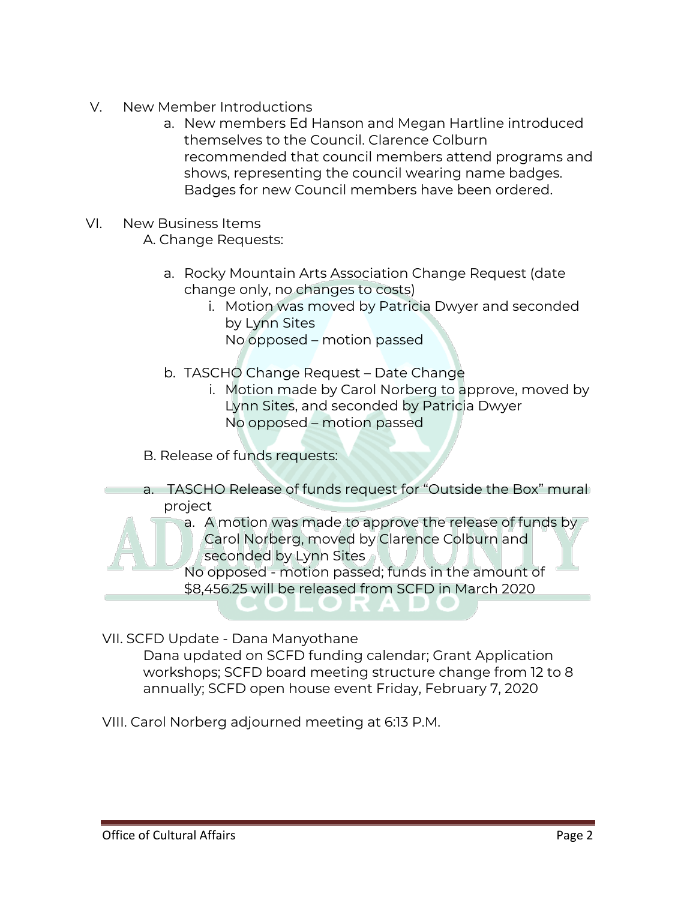V. New Member Introductions

   a. New members Ed Hanson and Megan Hartline introduced themselves to the Council. Clarence Colburn recommended that council members attend programs and shows, representing the council wearing name badges. Badges for new Council members have been ordered.

VI. New Business Items

   A. Change Requests:

      a. Rocky Mountain Arts Association Change Request (date change only, no changes to costs)
         i. Motion was moved by Patricia Dwyer and seconded by Lynn Sites
            No opposed – motion passed

      b. TASCHO Change Request – Date Change
         i. Motion made by Carol Norberg to approve, moved by Lynn Sites, and seconded by Patricia Dwyer
            No opposed – motion passed

   B. Release of funds requests:

      a. TASCHO Release of funds request for "Outside the Box" mural project
         a. A motion was made to approve the release of funds by Carol Norberg, moved by Clarence Colburn and seconded by Lynn Sites
         No opposed - motion passed; funds in the amount of $8,456.25 will be released from SCFD in March 2020

VII. SCFD Update - Dana Manyothane

   Dana updated on SCFD funding calendar; Grant Application workshops; SCFD board meeting structure change from 12 to 8 annually; SCFD open house event Friday, February 7, 2020

VIII. Carol Norberg adjourned meeting at 6:13 P.M.